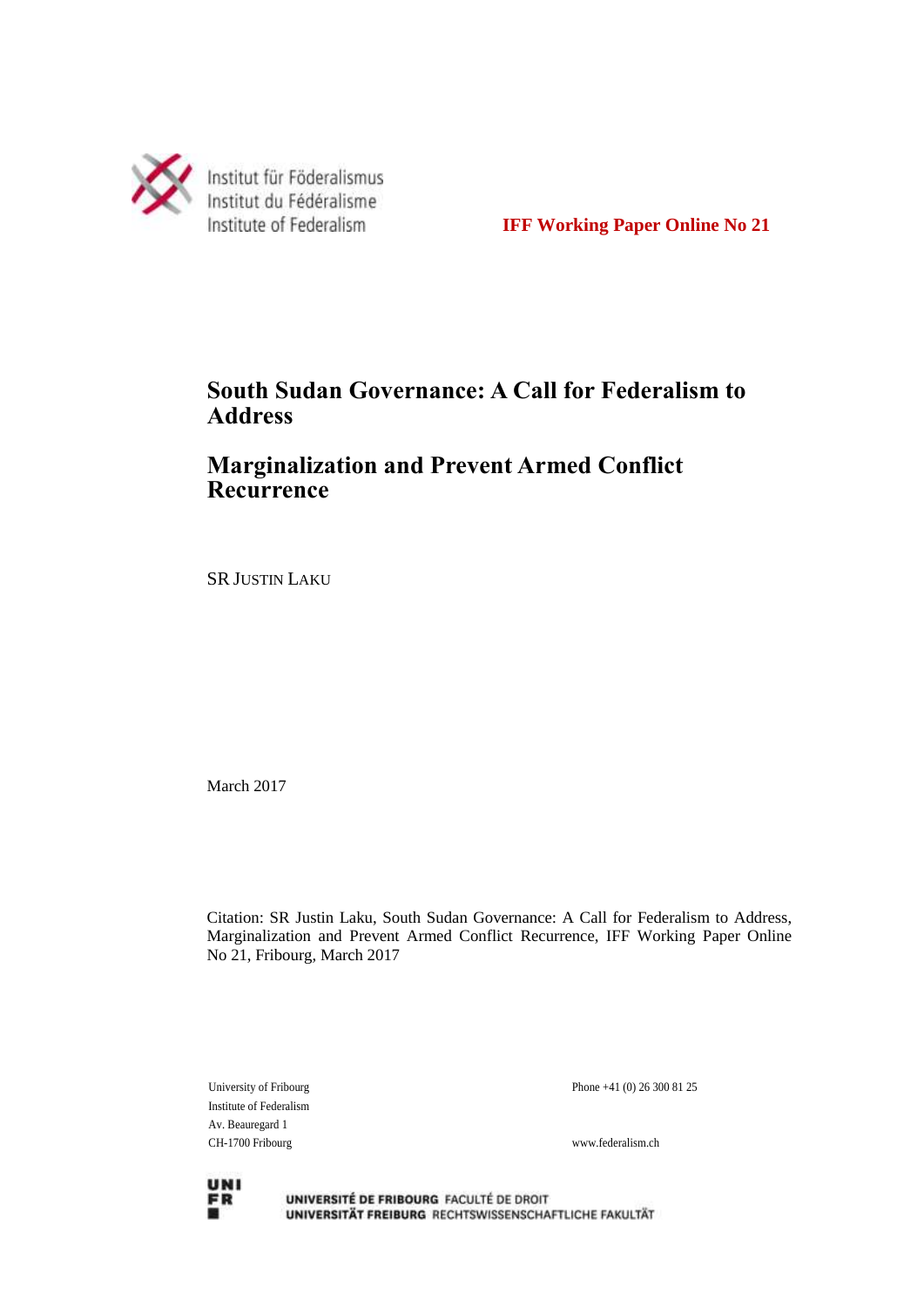Institut für Föderalismus
Institut du Fédéralisme
Institute of Federalism

**IFF Working Paper Online No 21**

# South Sudan Governance: A Call for Federalism to Address

# Marginalization and Prevent Armed Conflict Recurrence

SR JUSTIN LAKU

March 2017

Citation: SR Justin Laku, South Sudan Governance: A Call for Federalism to Address, Marginalization and Prevent Armed Conflict Recurrence, IFF Working Paper Online No 21, Fribourg, March 2017

University of Fribourg
Institute of Federalism
Av. Beauregard 1
CH-1700 Fribourg

Phone +41 (0) 26 300 81 25

www.federalism.ch

UNIVERSITÉ DE FRIBOURG FACULTÉ DE DROIT
UNIVERSITÄT FREIBURG RECHTSWISSENSCHAFTLICHE FAKULTÄT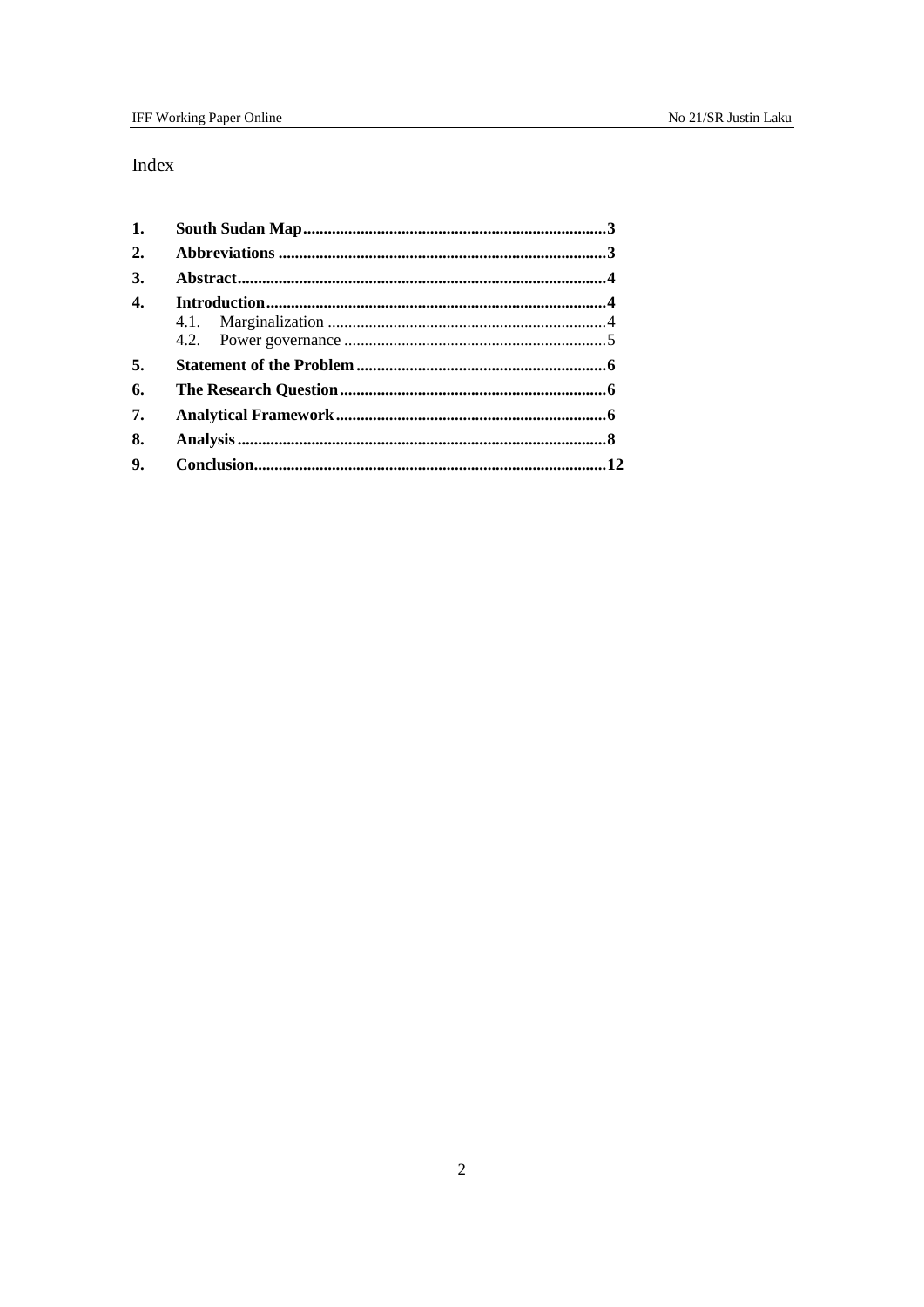# Index

1. **South Sudan Map** ... **3**
2. **Abbreviations** ... **3**
3. **Abstract** ... **4**
4. **Introduction** ... **4**
   - 4.1. Marginalization ... 4
   - 4.2. Power governance ... 5
5. **Statement of the Problem** ... **6**
6. **The Research Question** ... **6**
7. **Analytical Framework** ... **6**
8. **Analysis** ... **8**
9. **Conclusion** ... **12**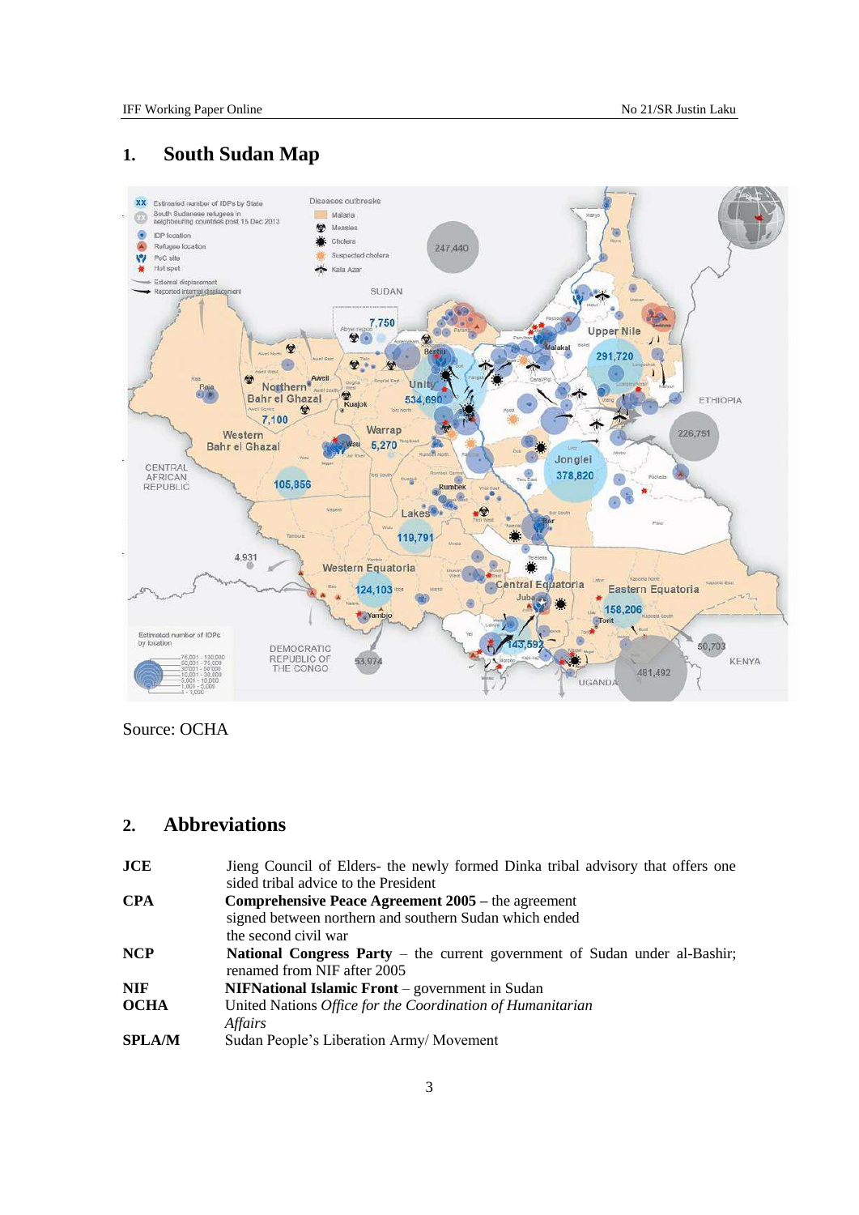## 1. South Sudan Map

Source: OCHA

## 2. Abbreviations

| | |
|---|---|
| **JCE** | Jieng Council of Elders- the newly formed Dinka tribal advisory that offers one sided tribal advice to the President |
| **CPA** | **Comprehensive Peace Agreement 2005 –** the agreement signed between northern and southern Sudan which ended the second civil war |
| **NCP** | **National Congress Party** – the current government of Sudan under al-Bashir; renamed from NIF after 2005 |
| **NIF** | **NIFNational Islamic Front** – government in Sudan |
| **OCHA** | United Nations *Office for the Coordination of Humanitarian Affairs* |
| **SPLA/M** | Sudan People's Liberation Army/ Movement |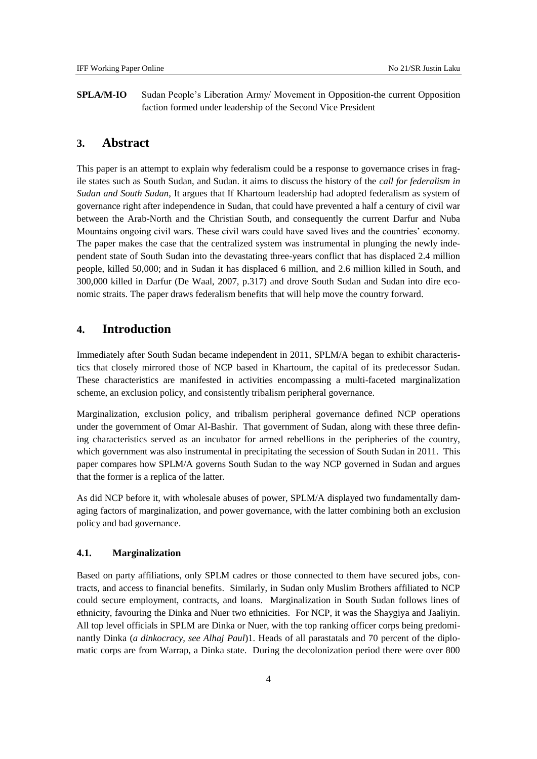**SPLA/M-IO** Sudan People's Liberation Army/ Movement in Opposition-the current Opposition faction formed under leadership of the Second Vice President

## 3. Abstract

This paper is an attempt to explain why federalism could be a response to governance crises in fragile states such as South Sudan, and Sudan. it aims to discuss the history of the *call for federalism in Sudan and South Sudan,* It argues that If Khartoum leadership had adopted federalism as system of governance right after independence in Sudan, that could have prevented a half a century of civil war between the Arab-North and the Christian South, and consequently the current Darfur and Nuba Mountains ongoing civil wars. These civil wars could have saved lives and the countries' economy. The paper makes the case that the centralized system was instrumental in plunging the newly independent state of South Sudan into the devastating three-years conflict that has displaced 2.4 million people, killed 50,000; and in Sudan it has displaced 6 million, and 2.6 million killed in South, and 300,000 killed in Darfur (De Waal, 2007, p.317) and drove South Sudan and Sudan into dire economic straits. The paper draws federalism benefits that will help move the country forward.

## 4. Introduction

Immediately after South Sudan became independent in 2011, SPLM/A began to exhibit characteristics that closely mirrored those of NCP based in Khartoum, the capital of its predecessor Sudan. These characteristics are manifested in activities encompassing a multi-faceted marginalization scheme, an exclusion policy, and consistently tribalism peripheral governance.

Marginalization, exclusion policy, and tribalism peripheral governance defined NCP operations under the government of Omar Al-Bashir. That government of Sudan, along with these three defining characteristics served as an incubator for armed rebellions in the peripheries of the country, which government was also instrumental in precipitating the secession of South Sudan in 2011. This paper compares how SPLM/A governs South Sudan to the way NCP governed in Sudan and argues that the former is a replica of the latter.

As did NCP before it, with wholesale abuses of power, SPLM/A displayed two fundamentally damaging factors of marginalization, and power governance, with the latter combining both an exclusion policy and bad governance.

### 4.1. Marginalization

Based on party affiliations, only SPLM cadres or those connected to them have secured jobs, contracts, and access to financial benefits. Similarly, in Sudan only Muslim Brothers affiliated to NCP could secure employment, contracts, and loans. Marginalization in South Sudan follows lines of ethnicity, favouring the Dinka and Nuer two ethnicities. For NCP, it was the Shaygiya and Jaaliyin. All top level officials in SPLM are Dinka or Nuer, with the top ranking officer corps being predominantly Dinka (*a dinkocracy, see Alhaj Paul*)1. Heads of all parastatals and 70 percent of the diplomatic corps are from Warrap, a Dinka state. During the decolonization period there were over 800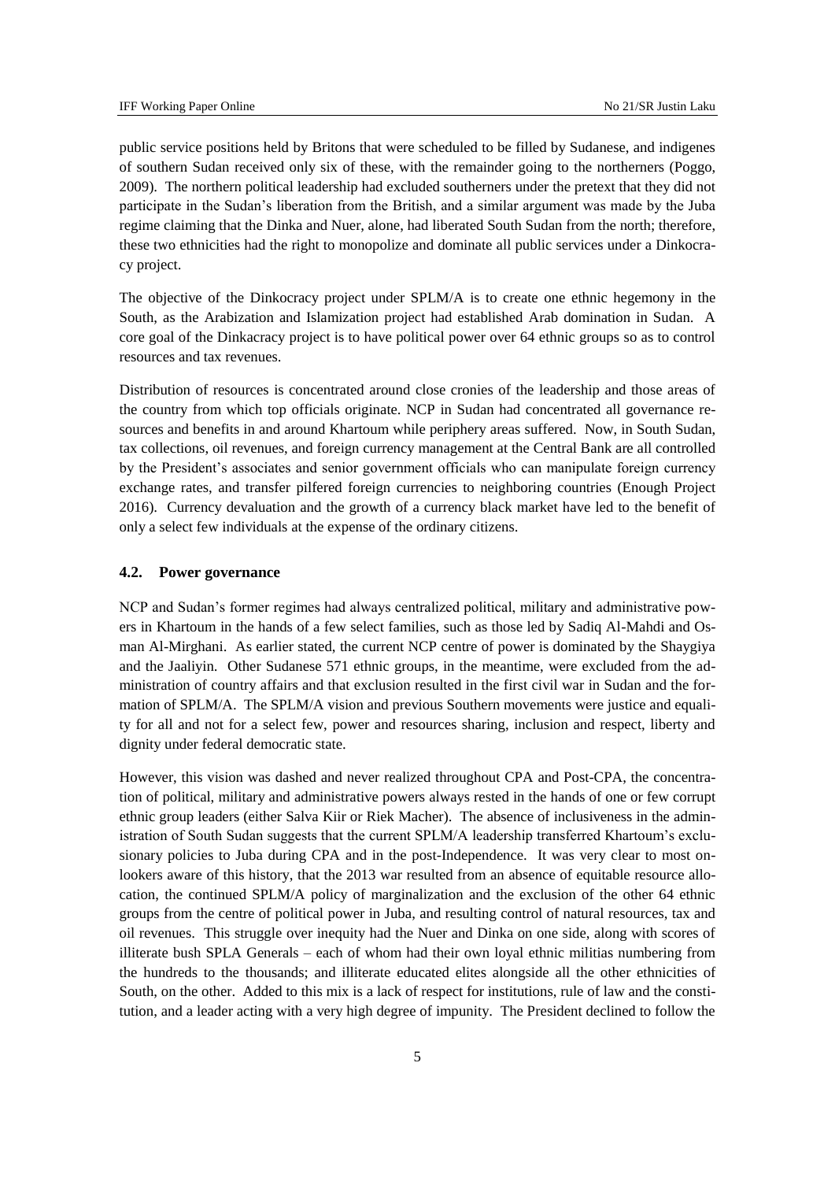public service positions held by Britons that were scheduled to be filled by Sudanese, and indigenes of southern Sudan received only six of these, with the remainder going to the northerners (Poggo, 2009). The northern political leadership had excluded southerners under the pretext that they did not participate in the Sudan's liberation from the British, and a similar argument was made by the Juba regime claiming that the Dinka and Nuer, alone, had liberated South Sudan from the north; therefore, these two ethnicities had the right to monopolize and dominate all public services under a Dinkocracy project.

The objective of the Dinkocracy project under SPLM/A is to create one ethnic hegemony in the South, as the Arabization and Islamization project had established Arab domination in Sudan. A core goal of the Dinkacracy project is to have political power over 64 ethnic groups so as to control resources and tax revenues.

Distribution of resources is concentrated around close cronies of the leadership and those areas of the country from which top officials originate. NCP in Sudan had concentrated all governance resources and benefits in and around Khartoum while periphery areas suffered. Now, in South Sudan, tax collections, oil revenues, and foreign currency management at the Central Bank are all controlled by the President's associates and senior government officials who can manipulate foreign currency exchange rates, and transfer pilfered foreign currencies to neighboring countries (Enough Project 2016). Currency devaluation and the growth of a currency black market have led to the benefit of only a select few individuals at the expense of the ordinary citizens.

### 4.2. Power governance

NCP and Sudan's former regimes had always centralized political, military and administrative powers in Khartoum in the hands of a few select families, such as those led by Sadiq Al-Mahdi and Osman Al-Mirghani. As earlier stated, the current NCP centre of power is dominated by the Shaygiya and the Jaaliyin. Other Sudanese 571 ethnic groups, in the meantime, were excluded from the administration of country affairs and that exclusion resulted in the first civil war in Sudan and the formation of SPLM/A. The SPLM/A vision and previous Southern movements were justice and equality for all and not for a select few, power and resources sharing, inclusion and respect, liberty and dignity under federal democratic state.

However, this vision was dashed and never realized throughout CPA and Post-CPA, the concentration of political, military and administrative powers always rested in the hands of one or few corrupt ethnic group leaders (either Salva Kiir or Riek Macher). The absence of inclusiveness in the administration of South Sudan suggests that the current SPLM/A leadership transferred Khartoum's exclusionary policies to Juba during CPA and in the post-Independence. It was very clear to most onlookers aware of this history, that the 2013 war resulted from an absence of equitable resource allocation, the continued SPLM/A policy of marginalization and the exclusion of the other 64 ethnic groups from the centre of political power in Juba, and resulting control of natural resources, tax and oil revenues. This struggle over inequity had the Nuer and Dinka on one side, along with scores of illiterate bush SPLA Generals – each of whom had their own loyal ethnic militias numbering from the hundreds to the thousands; and illiterate educated elites alongside all the other ethnicities of South, on the other. Added to this mix is a lack of respect for institutions, rule of law and the constitution, and a leader acting with a very high degree of impunity. The President declined to follow the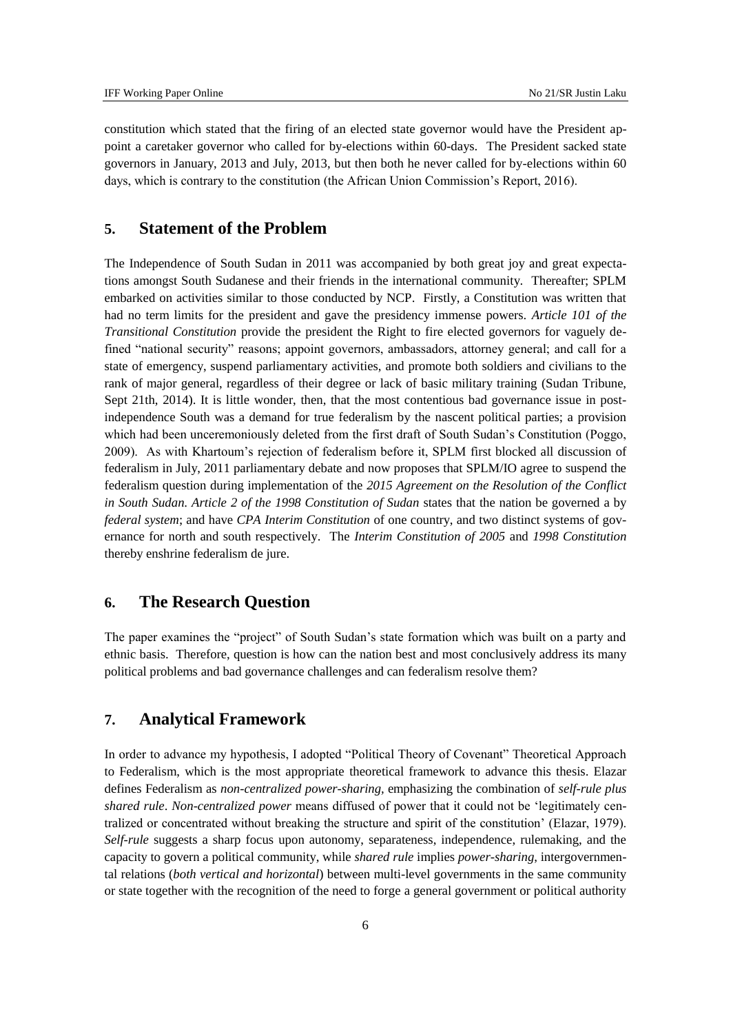constitution which stated that the firing of an elected state governor would have the President appoint a caretaker governor who called for by-elections within 60-days. The President sacked state governors in January, 2013 and July, 2013, but then both he never called for by-elections within 60 days, which is contrary to the constitution (the African Union Commission's Report, 2016).

## 5. Statement of the Problem

The Independence of South Sudan in 2011 was accompanied by both great joy and great expectations amongst South Sudanese and their friends in the international community. Thereafter; SPLM embarked on activities similar to those conducted by NCP. Firstly, a Constitution was written that had no term limits for the president and gave the presidency immense powers. *Article 101 of the Transitional Constitution* provide the president the Right to fire elected governors for vaguely defined "national security" reasons; appoint governors, ambassadors, attorney general; and call for a state of emergency, suspend parliamentary activities, and promote both soldiers and civilians to the rank of major general, regardless of their degree or lack of basic military training (Sudan Tribune, Sept 21th, 2014). It is little wonder, then, that the most contentious bad governance issue in post-independence South was a demand for true federalism by the nascent political parties; a provision which had been unceremoniously deleted from the first draft of South Sudan's Constitution (Poggo, 2009). As with Khartoum's rejection of federalism before it, SPLM first blocked all discussion of federalism in July, 2011 parliamentary debate and now proposes that SPLM/IO agree to suspend the federalism question during implementation of the *2015 Agreement on the Resolution of the Conflict in South Sudan. Article 2 of the 1998 Constitution of Sudan* states that the nation be governed a by *federal system*; and have *CPA Interim Constitution* of one country, and two distinct systems of governance for north and south respectively. The *Interim Constitution of 2005* and *1998 Constitution* thereby enshrine federalism de jure.

## 6. The Research Question

The paper examines the "project" of South Sudan's state formation which was built on a party and ethnic basis. Therefore, question is how can the nation best and most conclusively address its many political problems and bad governance challenges and can federalism resolve them?

## 7. Analytical Framework

In order to advance my hypothesis, I adopted "Political Theory of Covenant" Theoretical Approach to Federalism, which is the most appropriate theoretical framework to advance this thesis. Elazar defines Federalism as *non-centralized power-sharing,* emphasizing the combination of *self-rule plus shared rule*. *Non-centralized power* means diffused of power that it could not be 'legitimately centralized or concentrated without breaking the structure and spirit of the constitution' (Elazar, 1979). *Self-rule* suggests a sharp focus upon autonomy, separateness, independence, rulemaking, and the capacity to govern a political community, while *shared rule* implies *power-sharing*, intergovernmental relations (*both vertical and horizontal*) between multi-level governments in the same community or state together with the recognition of the need to forge a general government or political authority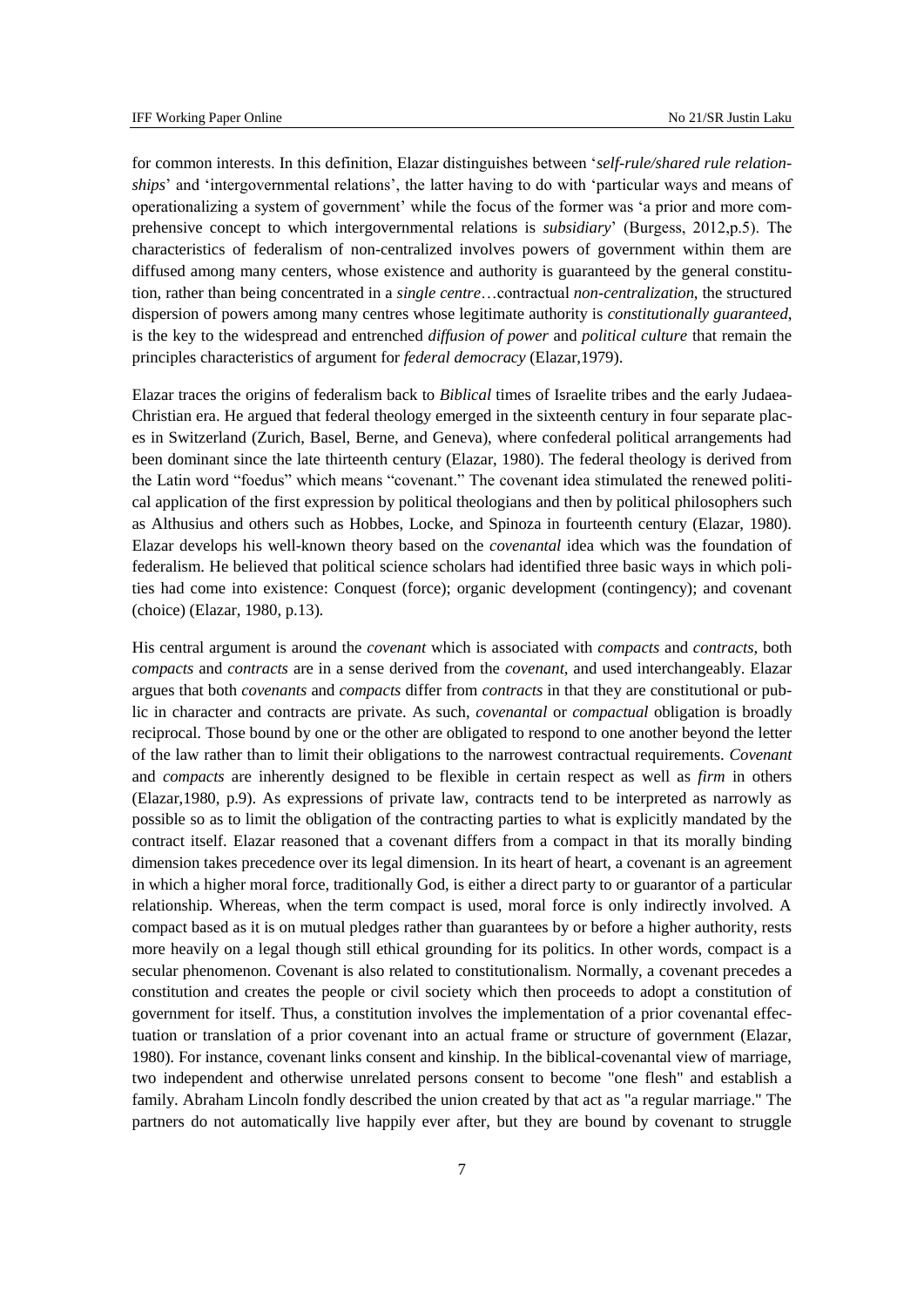for common interests. In this definition, Elazar distinguishes between '*self-rule/shared rule relationships*' and 'intergovernmental relations', the latter having to do with 'particular ways and means of operationalizing a system of government' while the focus of the former was 'a prior and more comprehensive concept to which intergovernmental relations is *subsidiary*' (Burgess, 2012,p.5). The characteristics of federalism of non-centralized involves powers of government within them are diffused among many centers, whose existence and authority is guaranteed by the general constitution, rather than being concentrated in a *single centre*…contractual *non-centralization*, the structured dispersion of powers among many centres whose legitimate authority is *constitutionally guaranteed*, is the key to the widespread and entrenched *diffusion of power* and *political culture* that remain the principles characteristics of argument for *federal democracy* (Elazar,1979).

Elazar traces the origins of federalism back to *Biblical* times of Israelite tribes and the early Judaea-Christian era. He argued that federal theology emerged in the sixteenth century in four separate places in Switzerland (Zurich, Basel, Berne, and Geneva), where confederal political arrangements had been dominant since the late thirteenth century (Elazar, 1980). The federal theology is derived from the Latin word "foedus" which means "covenant." The covenant idea stimulated the renewed political application of the first expression by political theologians and then by political philosophers such as Althusius and others such as Hobbes, Locke, and Spinoza in fourteenth century (Elazar, 1980). Elazar develops his well-known theory based on the *covenantal* idea which was the foundation of federalism. He believed that political science scholars had identified three basic ways in which polities had come into existence: Conquest (force); organic development (contingency); and covenant (choice) (Elazar, 1980, p.13).

His central argument is around the *covenant* which is associated with *compacts* and *contracts*, both *compacts* and *contracts* are in a sense derived from the *covenant*, and used interchangeably. Elazar argues that both *covenants* and *compacts* differ from *contracts* in that they are constitutional or public in character and contracts are private. As such, *covenantal* or *compactual* obligation is broadly reciprocal. Those bound by one or the other are obligated to respond to one another beyond the letter of the law rather than to limit their obligations to the narrowest contractual requirements. *Covenant* and *compacts* are inherently designed to be flexible in certain respect as well as *firm* in others (Elazar,1980, p.9). As expressions of private law, contracts tend to be interpreted as narrowly as possible so as to limit the obligation of the contracting parties to what is explicitly mandated by the contract itself. Elazar reasoned that a covenant differs from a compact in that its morally binding dimension takes precedence over its legal dimension. In its heart of heart, a covenant is an agreement in which a higher moral force, traditionally God, is either a direct party to or guarantor of a particular relationship. Whereas, when the term compact is used, moral force is only indirectly involved. A compact based as it is on mutual pledges rather than guarantees by or before a higher authority, rests more heavily on a legal though still ethical grounding for its politics. In other words, compact is a secular phenomenon. Covenant is also related to constitutionalism. Normally, a covenant precedes a constitution and creates the people or civil society which then proceeds to adopt a constitution of government for itself. Thus, a constitution involves the implementation of a prior covenantal effectuation or translation of a prior covenant into an actual frame or structure of government (Elazar, 1980). For instance, covenant links consent and kinship. In the biblical-covenantal view of marriage, two independent and otherwise unrelated persons consent to become "one flesh" and establish a family. Abraham Lincoln fondly described the union created by that act as "a regular marriage." The partners do not automatically live happily ever after, but they are bound by covenant to struggle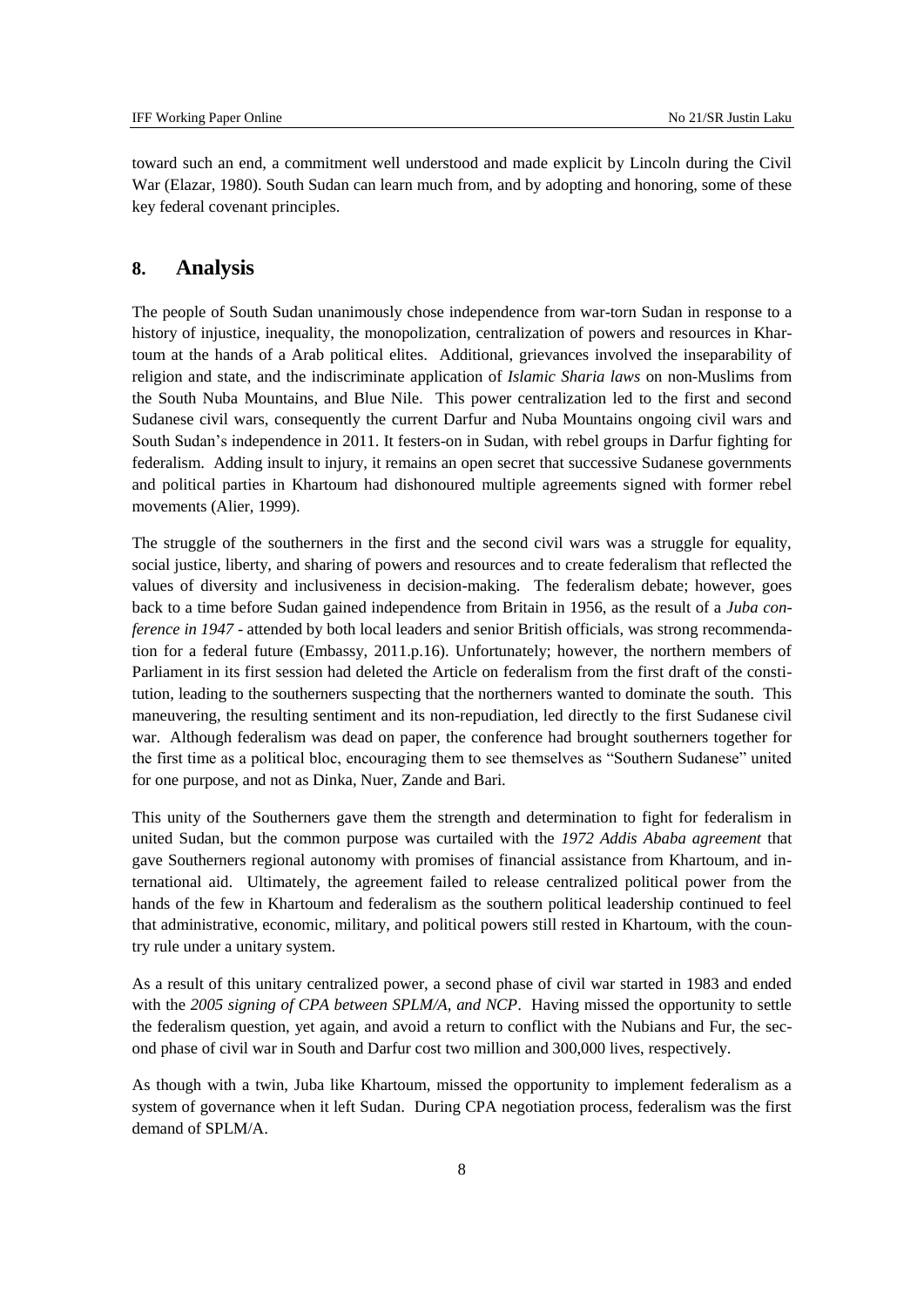toward such an end, a commitment well understood and made explicit by Lincoln during the Civil War (Elazar, 1980). South Sudan can learn much from, and by adopting and honoring, some of these key federal covenant principles.

## 8. Analysis

The people of South Sudan unanimously chose independence from war-torn Sudan in response to a history of injustice, inequality, the monopolization, centralization of powers and resources in Khartoum at the hands of a Arab political elites. Additional, grievances involved the inseparability of religion and state, and the indiscriminate application of *Islamic Sharia laws* on non-Muslims from the South Nuba Mountains, and Blue Nile. This power centralization led to the first and second Sudanese civil wars, consequently the current Darfur and Nuba Mountains ongoing civil wars and South Sudan's independence in 2011. It festers-on in Sudan, with rebel groups in Darfur fighting for federalism. Adding insult to injury, it remains an open secret that successive Sudanese governments and political parties in Khartoum had dishonoured multiple agreements signed with former rebel movements (Alier, 1999).

The struggle of the southerners in the first and the second civil wars was a struggle for equality, social justice, liberty, and sharing of powers and resources and to create federalism that reflected the values of diversity and inclusiveness in decision-making. The federalism debate; however, goes back to a time before Sudan gained independence from Britain in 1956, as the result of a *Juba conference in 1947* - attended by both local leaders and senior British officials, was strong recommendation for a federal future (Embassy, 2011.p.16). Unfortunately; however, the northern members of Parliament in its first session had deleted the Article on federalism from the first draft of the constitution, leading to the southerners suspecting that the northerners wanted to dominate the south. This maneuvering, the resulting sentiment and its non-repudiation, led directly to the first Sudanese civil war. Although federalism was dead on paper, the conference had brought southerners together for the first time as a political bloc, encouraging them to see themselves as "Southern Sudanese" united for one purpose, and not as Dinka, Nuer, Zande and Bari.

This unity of the Southerners gave them the strength and determination to fight for federalism in united Sudan, but the common purpose was curtailed with the *1972 Addis Ababa agreement* that gave Southerners regional autonomy with promises of financial assistance from Khartoum, and international aid. Ultimately, the agreement failed to release centralized political power from the hands of the few in Khartoum and federalism as the southern political leadership continued to feel that administrative, economic, military, and political powers still rested in Khartoum, with the country rule under a unitary system.

As a result of this unitary centralized power, a second phase of civil war started in 1983 and ended with the *2005 signing of CPA between SPLM/A, and NCP*. Having missed the opportunity to settle the federalism question, yet again, and avoid a return to conflict with the Nubians and Fur, the second phase of civil war in South and Darfur cost two million and 300,000 lives, respectively.

As though with a twin, Juba like Khartoum, missed the opportunity to implement federalism as a system of governance when it left Sudan. During CPA negotiation process, federalism was the first demand of SPLM/A.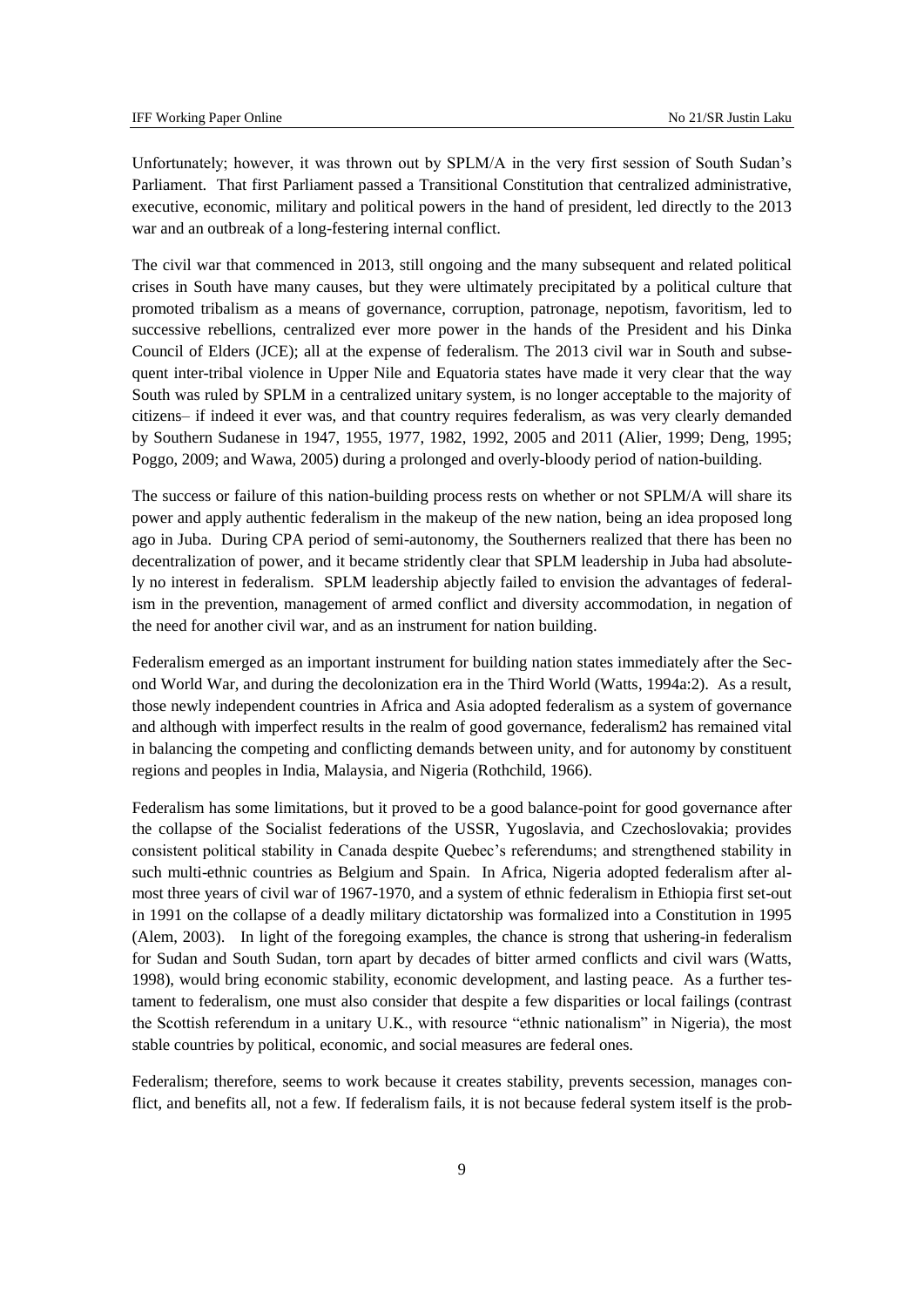Unfortunately; however, it was thrown out by SPLM/A in the very first session of South Sudan's Parliament. That first Parliament passed a Transitional Constitution that centralized administrative, executive, economic, military and political powers in the hand of president, led directly to the 2013 war and an outbreak of a long-festering internal conflict.

The civil war that commenced in 2013, still ongoing and the many subsequent and related political crises in South have many causes, but they were ultimately precipitated by a political culture that promoted tribalism as a means of governance, corruption, patronage, nepotism, favoritism, led to successive rebellions, centralized ever more power in the hands of the President and his Dinka Council of Elders (JCE); all at the expense of federalism. The 2013 civil war in South and subsequent inter-tribal violence in Upper Nile and Equatoria states have made it very clear that the way South was ruled by SPLM in a centralized unitary system, is no longer acceptable to the majority of citizens– if indeed it ever was, and that country requires federalism, as was very clearly demanded by Southern Sudanese in 1947, 1955, 1977, 1982, 1992, 2005 and 2011 (Alier, 1999; Deng, 1995; Poggo, 2009; and Wawa, 2005) during a prolonged and overly-bloody period of nation-building.

The success or failure of this nation-building process rests on whether or not SPLM/A will share its power and apply authentic federalism in the makeup of the new nation, being an idea proposed long ago in Juba. During CPA period of semi-autonomy, the Southerners realized that there has been no decentralization of power, and it became stridently clear that SPLM leadership in Juba had absolutely no interest in federalism. SPLM leadership abjectly failed to envision the advantages of federalism in the prevention, management of armed conflict and diversity accommodation, in negation of the need for another civil war, and as an instrument for nation building.

Federalism emerged as an important instrument for building nation states immediately after the Second World War, and during the decolonization era in the Third World (Watts, 1994a:2). As a result, those newly independent countries in Africa and Asia adopted federalism as a system of governance and although with imperfect results in the realm of good governance, federalism2 has remained vital in balancing the competing and conflicting demands between unity, and for autonomy by constituent regions and peoples in India, Malaysia, and Nigeria (Rothchild, 1966).

Federalism has some limitations, but it proved to be a good balance-point for good governance after the collapse of the Socialist federations of the USSR, Yugoslavia, and Czechoslovakia; provides consistent political stability in Canada despite Quebec's referendums; and strengthened stability in such multi-ethnic countries as Belgium and Spain. In Africa, Nigeria adopted federalism after almost three years of civil war of 1967-1970, and a system of ethnic federalism in Ethiopia first set-out in 1991 on the collapse of a deadly military dictatorship was formalized into a Constitution in 1995 (Alem, 2003). In light of the foregoing examples, the chance is strong that ushering-in federalism for Sudan and South Sudan, torn apart by decades of bitter armed conflicts and civil wars (Watts, 1998), would bring economic stability, economic development, and lasting peace. As a further testament to federalism, one must also consider that despite a few disparities or local failings (contrast the Scottish referendum in a unitary U.K., with resource "ethnic nationalism" in Nigeria), the most stable countries by political, economic, and social measures are federal ones.

Federalism; therefore, seems to work because it creates stability, prevents secession, manages conflict, and benefits all, not a few. If federalism fails, it is not because federal system itself is the prob-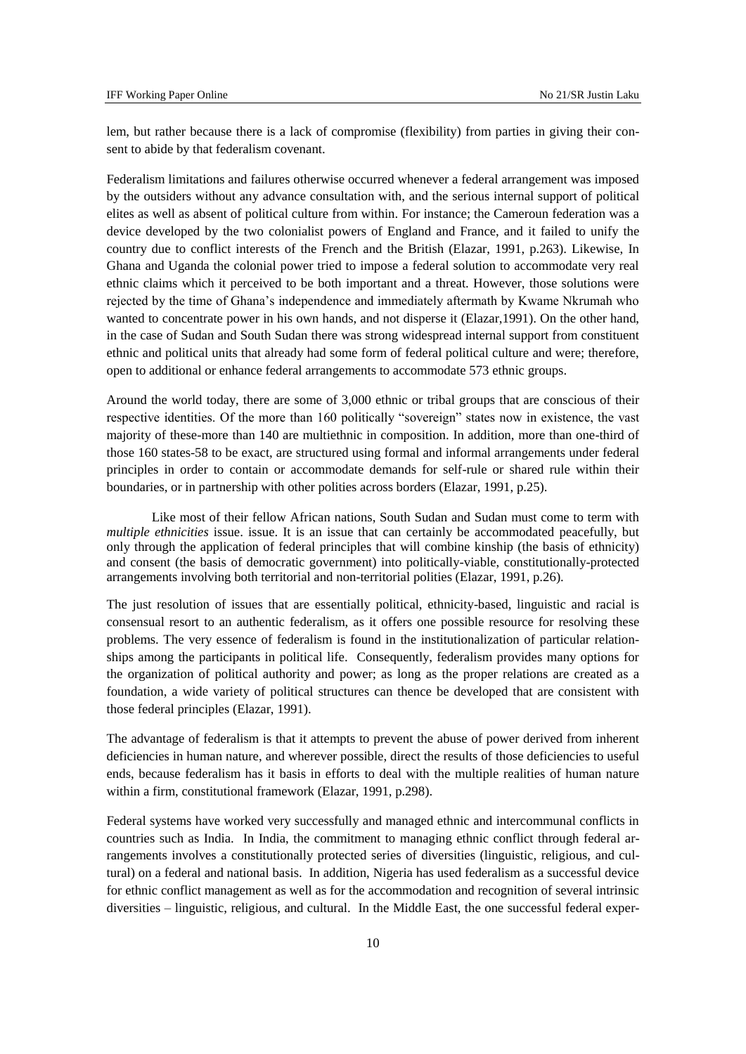lem, but rather because there is a lack of compromise (flexibility) from parties in giving their consent to abide by that federalism covenant.

Federalism limitations and failures otherwise occurred whenever a federal arrangement was imposed by the outsiders without any advance consultation with, and the serious internal support of political elites as well as absent of political culture from within. For instance; the Cameroun federation was a device developed by the two colonialist powers of England and France, and it failed to unify the country due to conflict interests of the French and the British (Elazar, 1991, p.263). Likewise, In Ghana and Uganda the colonial power tried to impose a federal solution to accommodate very real ethnic claims which it perceived to be both important and a threat. However, those solutions were rejected by the time of Ghana's independence and immediately aftermath by Kwame Nkrumah who wanted to concentrate power in his own hands, and not disperse it (Elazar,1991). On the other hand, in the case of Sudan and South Sudan there was strong widespread internal support from constituent ethnic and political units that already had some form of federal political culture and were; therefore, open to additional or enhance federal arrangements to accommodate 573 ethnic groups.

Around the world today, there are some of 3,000 ethnic or tribal groups that are conscious of their respective identities. Of the more than 160 politically "sovereign" states now in existence, the vast majority of these-more than 140 are multiethnic in composition. In addition, more than one-third of those 160 states-58 to be exact, are structured using formal and informal arrangements under federal principles in order to contain or accommodate demands for self-rule or shared rule within their boundaries, or in partnership with other polities across borders (Elazar, 1991, p.25).

Like most of their fellow African nations, South Sudan and Sudan must come to term with *multiple ethnicities* issue. issue. It is an issue that can certainly be accommodated peacefully, but only through the application of federal principles that will combine kinship (the basis of ethnicity) and consent (the basis of democratic government) into politically-viable, constitutionally-protected arrangements involving both territorial and non-territorial polities (Elazar, 1991, p.26).

The just resolution of issues that are essentially political, ethnicity-based, linguistic and racial is consensual resort to an authentic federalism, as it offers one possible resource for resolving these problems. The very essence of federalism is found in the institutionalization of particular relationships among the participants in political life. Consequently, federalism provides many options for the organization of political authority and power; as long as the proper relations are created as a foundation, a wide variety of political structures can thence be developed that are consistent with those federal principles (Elazar, 1991).

The advantage of federalism is that it attempts to prevent the abuse of power derived from inherent deficiencies in human nature, and wherever possible, direct the results of those deficiencies to useful ends, because federalism has it basis in efforts to deal with the multiple realities of human nature within a firm, constitutional framework (Elazar, 1991, p.298).

Federal systems have worked very successfully and managed ethnic and intercommunal conflicts in countries such as India. In India, the commitment to managing ethnic conflict through federal arrangements involves a constitutionally protected series of diversities (linguistic, religious, and cultural) on a federal and national basis. In addition, Nigeria has used federalism as a successful device for ethnic conflict management as well as for the accommodation and recognition of several intrinsic diversities – linguistic, religious, and cultural. In the Middle East, the one successful federal exper-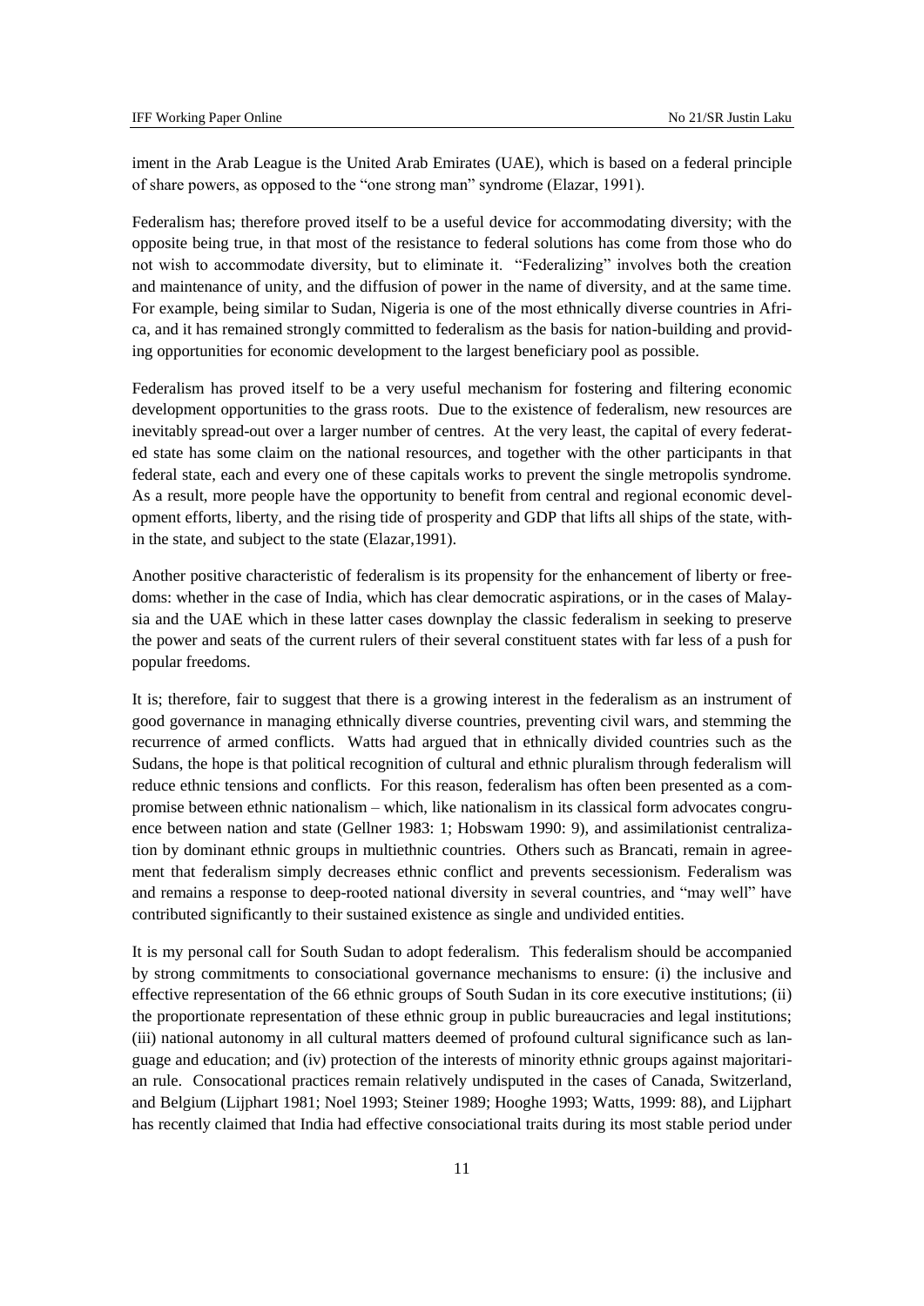iment in the Arab League is the United Arab Emirates (UAE), which is based on a federal principle of share powers, as opposed to the "one strong man" syndrome (Elazar, 1991).

Federalism has; therefore proved itself to be a useful device for accommodating diversity; with the opposite being true, in that most of the resistance to federal solutions has come from those who do not wish to accommodate diversity, but to eliminate it. "Federalizing" involves both the creation and maintenance of unity, and the diffusion of power in the name of diversity, and at the same time. For example, being similar to Sudan, Nigeria is one of the most ethnically diverse countries in Africa, and it has remained strongly committed to federalism as the basis for nation-building and providing opportunities for economic development to the largest beneficiary pool as possible.

Federalism has proved itself to be a very useful mechanism for fostering and filtering economic development opportunities to the grass roots. Due to the existence of federalism, new resources are inevitably spread-out over a larger number of centres. At the very least, the capital of every federated state has some claim on the national resources, and together with the other participants in that federal state, each and every one of these capitals works to prevent the single metropolis syndrome. As a result, more people have the opportunity to benefit from central and regional economic development efforts, liberty, and the rising tide of prosperity and GDP that lifts all ships of the state, within the state, and subject to the state (Elazar,1991).

Another positive characteristic of federalism is its propensity for the enhancement of liberty or freedoms: whether in the case of India, which has clear democratic aspirations, or in the cases of Malaysia and the UAE which in these latter cases downplay the classic federalism in seeking to preserve the power and seats of the current rulers of their several constituent states with far less of a push for popular freedoms.

It is; therefore, fair to suggest that there is a growing interest in the federalism as an instrument of good governance in managing ethnically diverse countries, preventing civil wars, and stemming the recurrence of armed conflicts. Watts had argued that in ethnically divided countries such as the Sudans, the hope is that political recognition of cultural and ethnic pluralism through federalism will reduce ethnic tensions and conflicts. For this reason, federalism has often been presented as a compromise between ethnic nationalism – which, like nationalism in its classical form advocates congruence between nation and state (Gellner 1983: 1; Hobswam 1990: 9), and assimilationist centralization by dominant ethnic groups in multiethnic countries. Others such as Brancati, remain in agreement that federalism simply decreases ethnic conflict and prevents secessionism. Federalism was and remains a response to deep-rooted national diversity in several countries, and "may well" have contributed significantly to their sustained existence as single and undivided entities.

It is my personal call for South Sudan to adopt federalism. This federalism should be accompanied by strong commitments to consociational governance mechanisms to ensure: (i) the inclusive and effective representation of the 66 ethnic groups of South Sudan in its core executive institutions; (ii) the proportionate representation of these ethnic group in public bureaucracies and legal institutions; (iii) national autonomy in all cultural matters deemed of profound cultural significance such as language and education; and (iv) protection of the interests of minority ethnic groups against majoritarian rule. Consocational practices remain relatively undisputed in the cases of Canada, Switzerland, and Belgium (Lijphart 1981; Noel 1993; Steiner 1989; Hooghe 1993; Watts, 1999: 88), and Lijphart has recently claimed that India had effective consociational traits during its most stable period under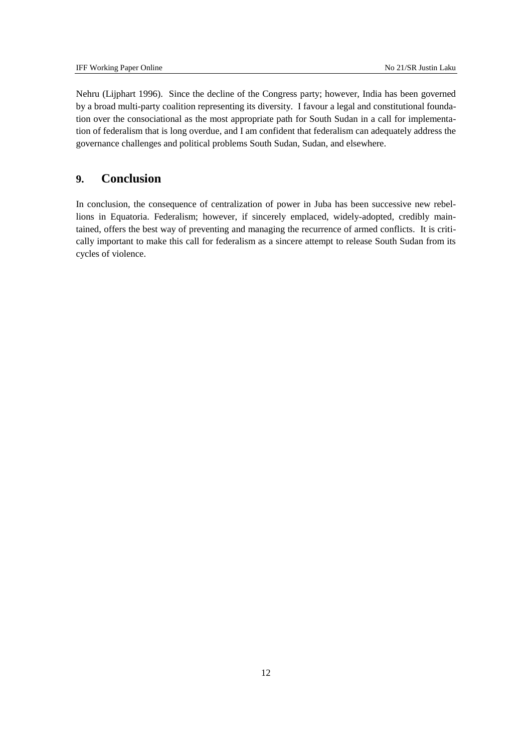Nehru (Lijphart 1996). Since the decline of the Congress party; however, India has been governed by a broad multi-party coalition representing its diversity. I favour a legal and constitutional foundation over the consociational as the most appropriate path for South Sudan in a call for implementation of federalism that is long overdue, and I am confident that federalism can adequately address the governance challenges and political problems South Sudan, Sudan, and elsewhere.

## 9. Conclusion

In conclusion, the consequence of centralization of power in Juba has been successive new rebellions in Equatoria. Federalism; however, if sincerely emplaced, widely-adopted, credibly maintained, offers the best way of preventing and managing the recurrence of armed conflicts. It is critically important to make this call for federalism as a sincere attempt to release South Sudan from its cycles of violence.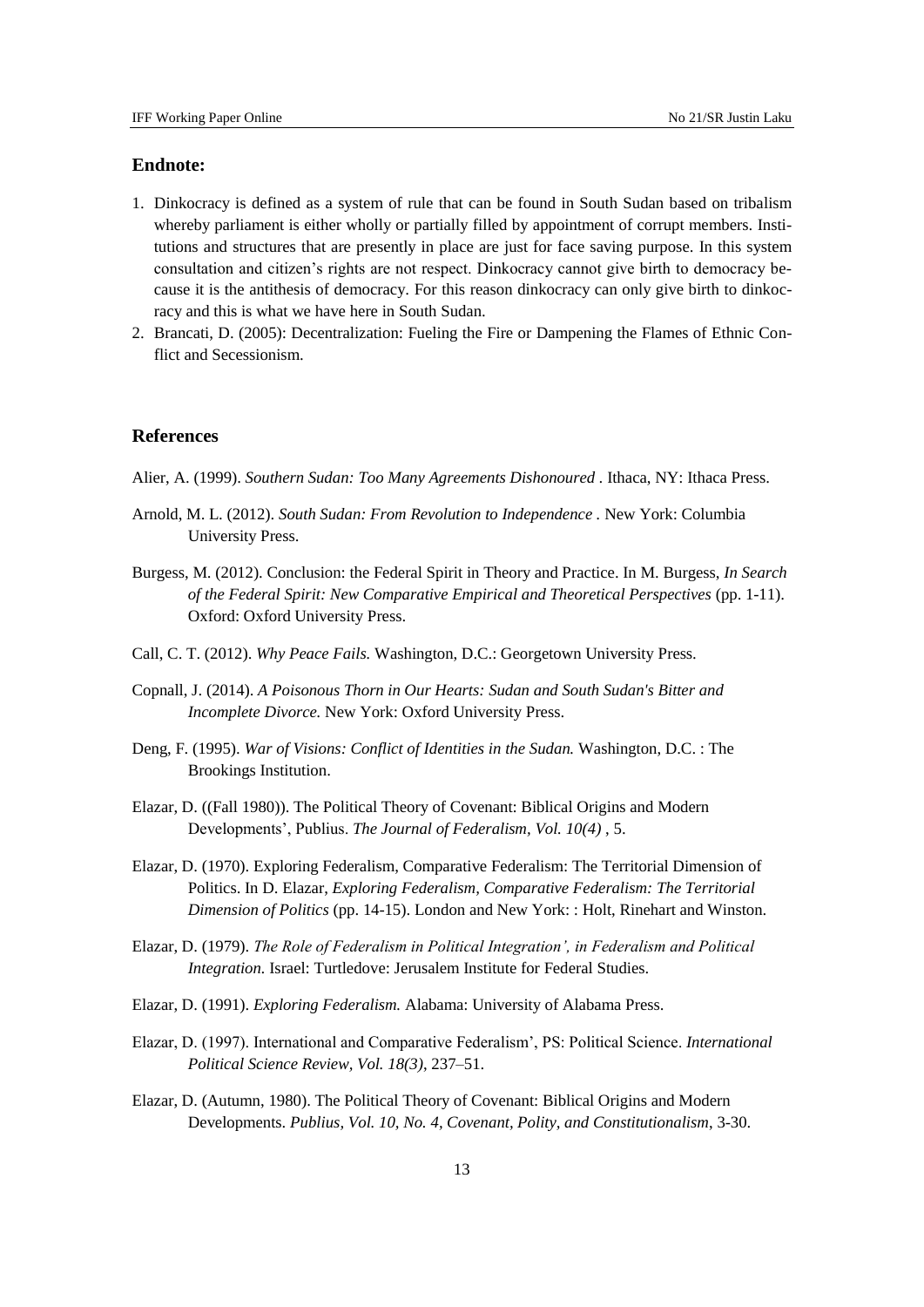## Endnote:

1. Dinkocracy is defined as a system of rule that can be found in South Sudan based on tribalism whereby parliament is either wholly or partially filled by appointment of corrupt members. Institutions and structures that are presently in place are just for face saving purpose. In this system consultation and citizen's rights are not respect. Dinkocracy cannot give birth to democracy because it is the antithesis of democracy. For this reason dinkocracy can only give birth to dinkocracy and this is what we have here in South Sudan.
2. Brancati, D. (2005): Decentralization: Fueling the Fire or Dampening the Flames of Ethnic Conflict and Secessionism.

## References

Alier, A. (1999). *Southern Sudan: Too Many Agreements Dishonoured* . Ithaca, NY: Ithaca Press.

Arnold, M. L. (2012). *South Sudan: From Revolution to Independence* . New York: Columbia University Press.

Burgess, M. (2012). Conclusion: the Federal Spirit in Theory and Practice. In M. Burgess, *In Search of the Federal Spirit: New Comparative Empirical and Theoretical Perspectives* (pp. 1-11). Oxford: Oxford University Press.

Call, C. T. (2012). *Why Peace Fails.* Washington, D.C.: Georgetown University Press.

Copnall, J. (2014). *A Poisonous Thorn in Our Hearts: Sudan and South Sudan's Bitter and Incomplete Divorce.* New York: Oxford University Press.

Deng, F. (1995). *War of Visions: Conflict of Identities in the Sudan.* Washington, D.C. : The Brookings Institution.

Elazar, D. ((Fall 1980)). The Political Theory of Covenant: Biblical Origins and Modern Developments', Publius. *The Journal of Federalism, Vol. 10(4)* , 5.

Elazar, D. (1970). Exploring Federalism, Comparative Federalism: The Territorial Dimension of Politics. In D. Elazar, *Exploring Federalism, Comparative Federalism: The Territorial Dimension of Politics* (pp. 14-15). London and New York: : Holt, Rinehart and Winston.

Elazar, D. (1979). *The Role of Federalism in Political Integration', in Federalism and Political Integration.* Israel: Turtledove: Jerusalem Institute for Federal Studies.

Elazar, D. (1991). *Exploring Federalism.* Alabama: University of Alabama Press.

Elazar, D. (1997). International and Comparative Federalism', PS: Political Science. *International Political Science Review, Vol. 18(3)*, 237–51.

Elazar, D. (Autumn, 1980). The Political Theory of Covenant: Biblical Origins and Modern Developments. *Publius, Vol. 10, No. 4, Covenant, Polity, and Constitutionalism*, 3-30.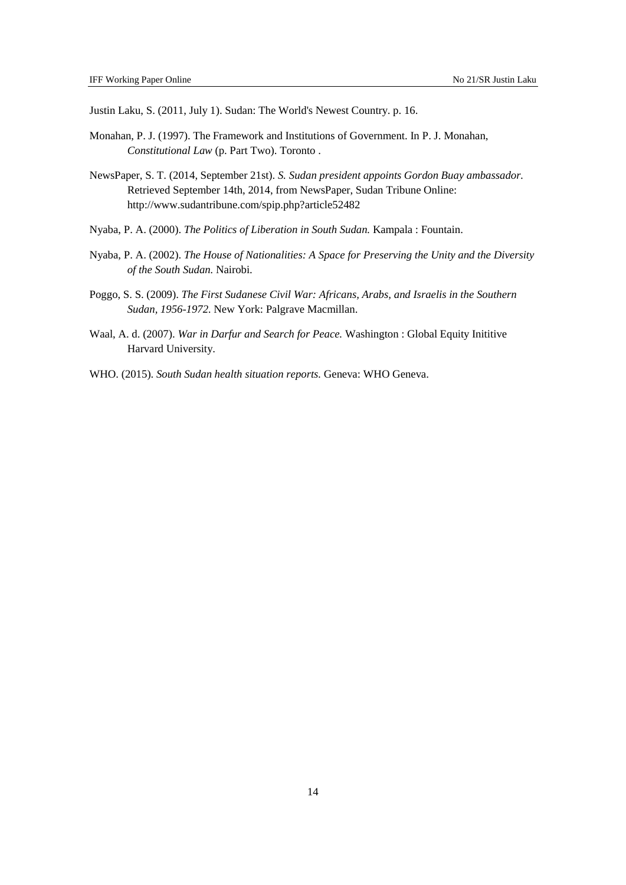Justin Laku, S. (2011, July 1). Sudan: The World's Newest Country. p. 16.

Monahan, P. J. (1997). The Framework and Institutions of Government. In P. J. Monahan, *Constitutional Law* (p. Part Two). Toronto .

NewsPaper, S. T. (2014, September 21st). *S. Sudan president appoints Gordon Buay ambassador.* Retrieved September 14th, 2014, from NewsPaper, Sudan Tribune Online: http://www.sudantribune.com/spip.php?article52482

Nyaba, P. A. (2000). *The Politics of Liberation in South Sudan.* Kampala : Fountain.

Nyaba, P. A. (2002). *The House of Nationalities: A Space for Preserving the Unity and the Diversity of the South Sudan.* Nairobi.

Poggo, S. S. (2009). *The First Sudanese Civil War: Africans, Arabs, and Israelis in the Southern Sudan, 1956-1972.* New York: Palgrave Macmillan.

Waal, A. d. (2007). *War in Darfur and Search for Peace.* Washington : Global Equity Inititive Harvard University.

WHO. (2015). *South Sudan health situation reports.* Geneva: WHO Geneva.